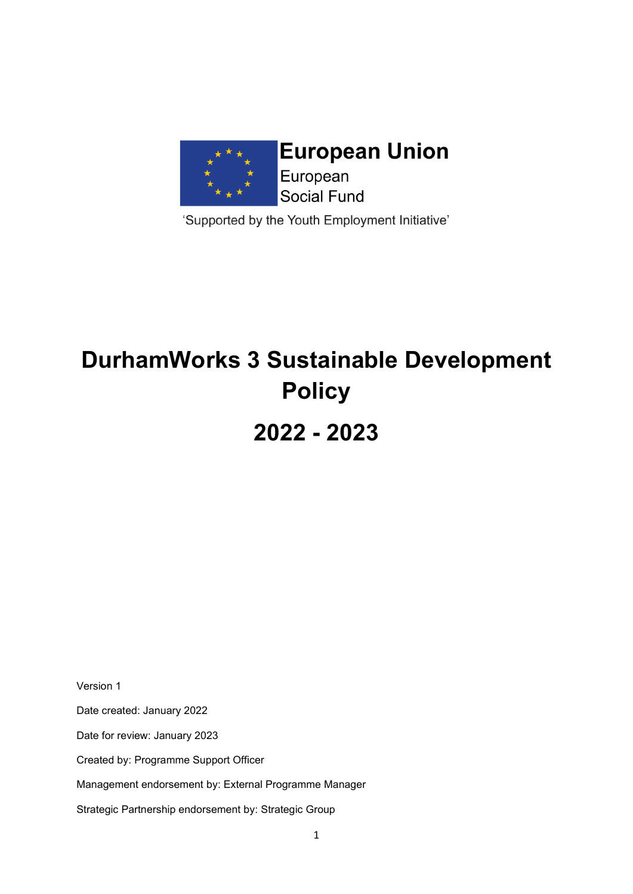European Union
European
Social Fund

'Supported by the Youth Employment Initiative'

# DurhamWorks 3 Sustainable Development Policy

# 2022 - 2023

Version 1

Date created: January 2022

Date for review: January 2023

Created by: Programme Support Officer

Management endorsement by: External Programme Manager

Strategic Partnership endorsement by: Strategic Group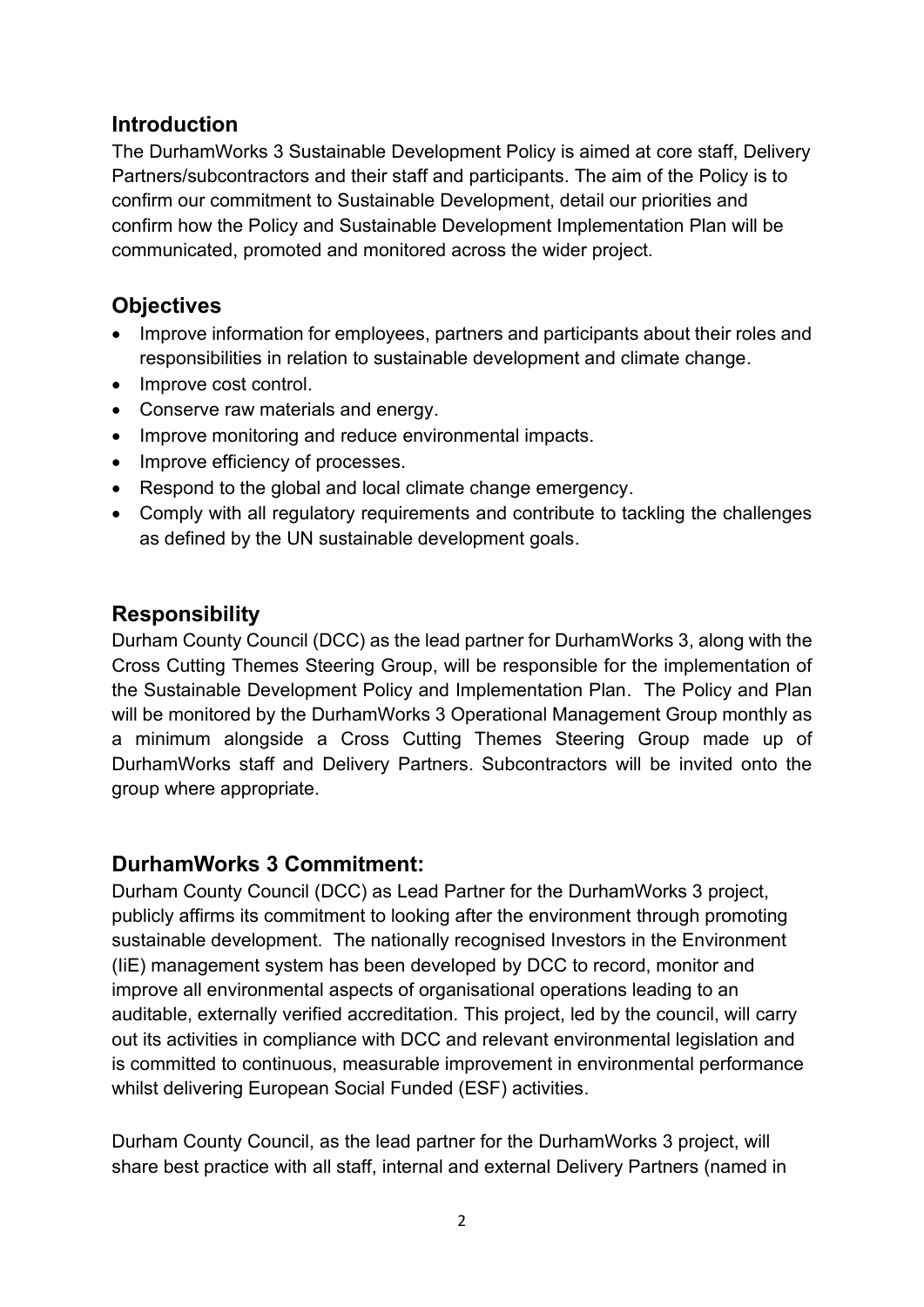## Introduction

The DurhamWorks 3 Sustainable Development Policy is aimed at core staff, Delivery Partners/subcontractors and their staff and participants. The aim of the Policy is to confirm our commitment to Sustainable Development, detail our priorities and confirm how the Policy and Sustainable Development Implementation Plan will be communicated, promoted and monitored across the wider project.

## Objectives

- Improve information for employees, partners and participants about their roles and responsibilities in relation to sustainable development and climate change.
- Improve cost control.
- Conserve raw materials and energy.
- Improve monitoring and reduce environmental impacts.
- Improve efficiency of processes.
- Respond to the global and local climate change emergency.
- Comply with all regulatory requirements and contribute to tackling the challenges as defined by the UN sustainable development goals.

## Responsibility

Durham County Council (DCC) as the lead partner for DurhamWorks 3, along with the Cross Cutting Themes Steering Group, will be responsible for the implementation of the Sustainable Development Policy and Implementation Plan. The Policy and Plan will be monitored by the DurhamWorks 3 Operational Management Group monthly as a minimum alongside a Cross Cutting Themes Steering Group made up of DurhamWorks staff and Delivery Partners. Subcontractors will be invited onto the group where appropriate.

## DurhamWorks 3 Commitment:

Durham County Council (DCC) as Lead Partner for the DurhamWorks 3 project, publicly affirms its commitment to looking after the environment through promoting sustainable development. The nationally recognised Investors in the Environment (IiE) management system has been developed by DCC to record, monitor and improve all environmental aspects of organisational operations leading to an auditable, externally verified accreditation. This project, led by the council, will carry out its activities in compliance with DCC and relevant environmental legislation and is committed to continuous, measurable improvement in environmental performance whilst delivering European Social Funded (ESF) activities.

Durham County Council, as the lead partner for the DurhamWorks 3 project, will share best practice with all staff, internal and external Delivery Partners (named in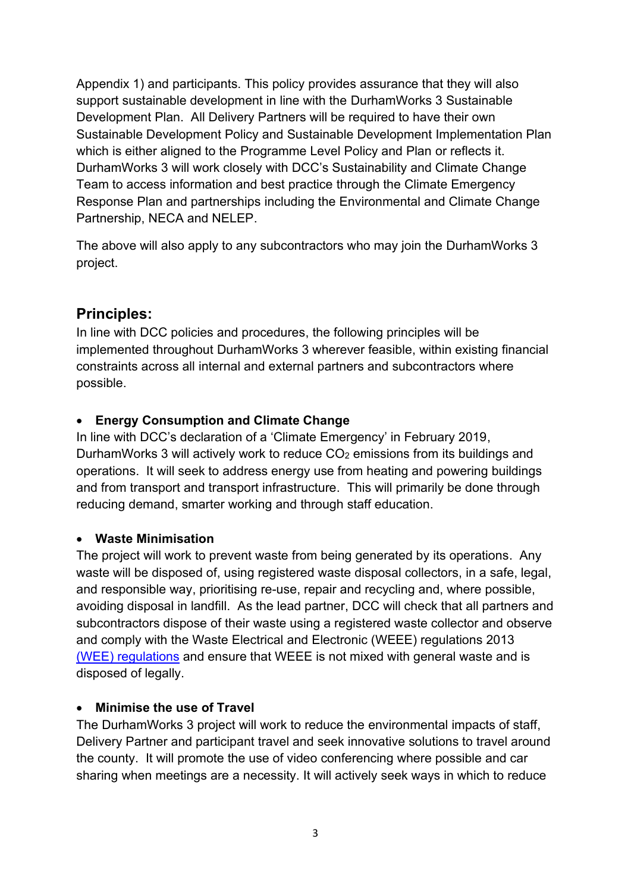Appendix 1) and participants. This policy provides assurance that they will also support sustainable development in line with the DurhamWorks 3 Sustainable Development Plan. All Delivery Partners will be required to have their own Sustainable Development Policy and Sustainable Development Implementation Plan which is either aligned to the Programme Level Policy and Plan or reflects it. DurhamWorks 3 will work closely with DCC's Sustainability and Climate Change Team to access information and best practice through the Climate Emergency Response Plan and partnerships including the Environmental and Climate Change Partnership, NECA and NELEP.

The above will also apply to any subcontractors who may join the DurhamWorks 3 project.

## Principles:

In line with DCC policies and procedures, the following principles will be implemented throughout DurhamWorks 3 wherever feasible, within existing financial constraints across all internal and external partners and subcontractors where possible.

- **Energy Consumption and Climate Change**

In line with DCC's declaration of a 'Climate Emergency' in February 2019, DurhamWorks 3 will actively work to reduce $CO_2$ emissions from its buildings and operations. It will seek to address energy use from heating and powering buildings and from transport and transport infrastructure. This will primarily be done through reducing demand, smarter working and through staff education.

- **Waste Minimisation**

The project will work to prevent waste from being generated by its operations. Any waste will be disposed of, using registered waste disposal collectors, in a safe, legal, and responsible way, prioritising re-use, repair and recycling and, where possible, avoiding disposal in landfill. As the lead partner, DCC will check that all partners and subcontractors dispose of their waste using a registered waste collector and observe and comply with the Waste Electrical and Electronic (WEEE) regulations 2013 (WEE) regulations and ensure that WEEE is not mixed with general waste and is disposed of legally.

- **Minimise the use of Travel**

The DurhamWorks 3 project will work to reduce the environmental impacts of staff, Delivery Partner and participant travel and seek innovative solutions to travel around the county. It will promote the use of video conferencing where possible and car sharing when meetings are a necessity. It will actively seek ways in which to reduce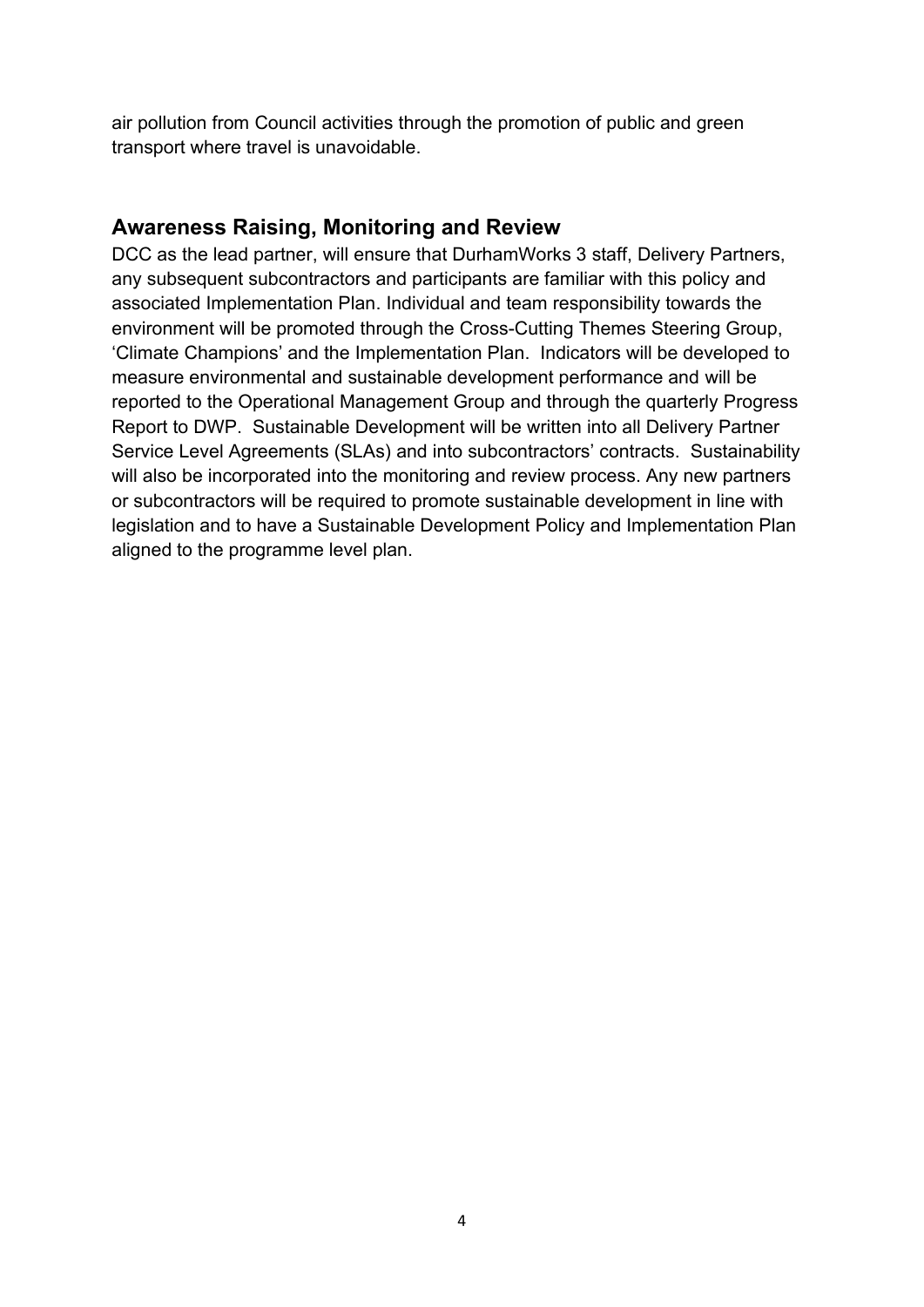air pollution from Council activities through the promotion of public and green transport where travel is unavoidable.

## Awareness Raising, Monitoring and Review

DCC as the lead partner, will ensure that DurhamWorks 3 staff, Delivery Partners, any subsequent subcontractors and participants are familiar with this policy and associated Implementation Plan. Individual and team responsibility towards the environment will be promoted through the Cross-Cutting Themes Steering Group, 'Climate Champions' and the Implementation Plan. Indicators will be developed to measure environmental and sustainable development performance and will be reported to the Operational Management Group and through the quarterly Progress Report to DWP. Sustainable Development will be written into all Delivery Partner Service Level Agreements (SLAs) and into subcontractors' contracts. Sustainability will also be incorporated into the monitoring and review process. Any new partners or subcontractors will be required to promote sustainable development in line with legislation and to have a Sustainable Development Policy and Implementation Plan aligned to the programme level plan.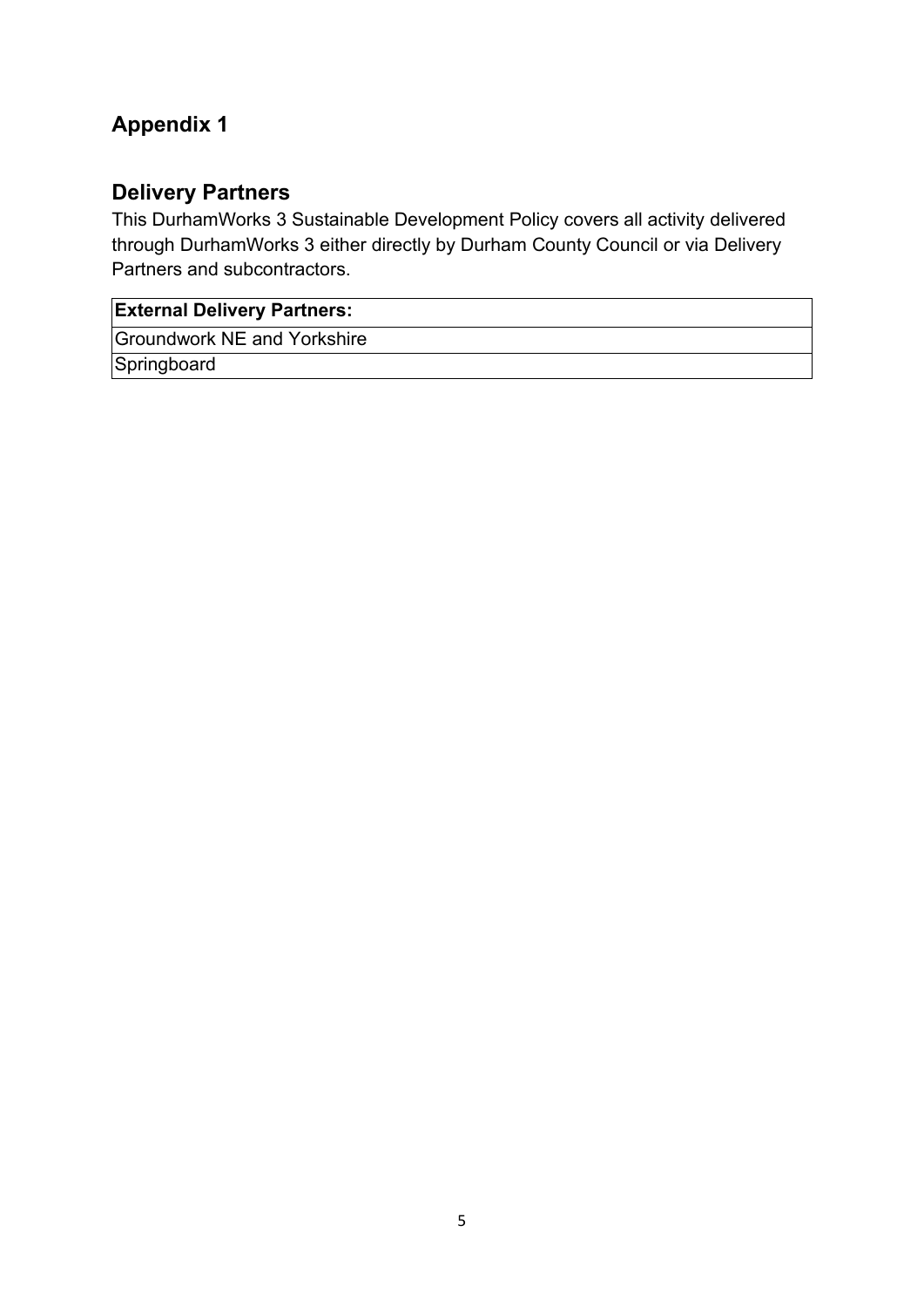## Appendix 1

## Delivery Partners

This DurhamWorks 3 Sustainable Development Policy covers all activity delivered through DurhamWorks 3 either directly by Durham County Council or via Delivery Partners and subcontractors.

| **External Delivery Partners:** |
|---|
| Groundwork NE and Yorkshire |
| Springboard |